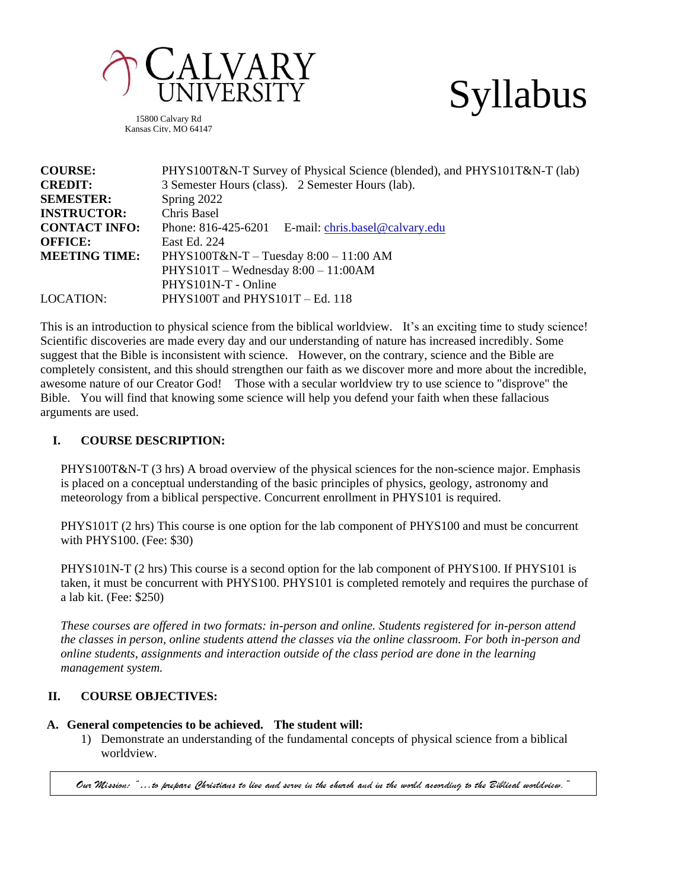# CALVARY UNIVERSITY

15800 Calvary Rd
Kansas City, MO 64147

# Syllabus

| | |
|---|---|
| **COURSE:** | PHYS100T&N-T Survey of Physical Science (blended), and PHYS101T&N-T (lab) |
| **CREDIT:** | 3 Semester Hours (class). 2 Semester Hours (lab). |
| **SEMESTER:** | Spring 2022 |
| **INSTRUCTOR:** | Chris Basel |
| **CONTACT INFO:** | Phone: 816-425-6201 E-mail: chris.basel@calvary.edu |
| **OFFICE:** | East Ed. 224 |
| **MEETING TIME:** | PHYS100T&N-T – Tuesday 8:00 – 11:00 AM<br>PHYS101T – Wednesday 8:00 – 11:00AM<br>PHYS101N-T - Online |
| LOCATION: | PHYS100T and PHYS101T – Ed. 118 |

This is an introduction to physical science from the biblical worldview. It's an exciting time to study science! Scientific discoveries are made every day and our understanding of nature has increased incredibly. Some suggest that the Bible is inconsistent with science. However, on the contrary, science and the Bible are completely consistent, and this should strengthen our faith as we discover more and more about the incredible, awesome nature of our Creator God! Those with a secular worldview try to use science to "disprove" the Bible. You will find that knowing some science will help you defend your faith when these fallacious arguments are used.

## I. COURSE DESCRIPTION:

PHYS100T&N-T (3 hrs) A broad overview of the physical sciences for the non-science major. Emphasis is placed on a conceptual understanding of the basic principles of physics, geology, astronomy and meteorology from a biblical perspective. Concurrent enrollment in PHYS101 is required.

PHYS101T (2 hrs) This course is one option for the lab component of PHYS100 and must be concurrent with PHYS100. (Fee: $30)

PHYS101N-T (2 hrs) This course is a second option for the lab component of PHYS100. If PHYS101 is taken, it must be concurrent with PHYS100. PHYS101 is completed remotely and requires the purchase of a lab kit. (Fee: $250)

*These courses are offered in two formats: in-person and online. Students registered for in-person attend the classes in person, online students attend the classes via the online classroom. For both in-person and online students, assignments and interaction outside of the class period are done in the learning management system.*

## II. COURSE OBJECTIVES:

### A. General competencies to be achieved. The student will:

1) Demonstrate an understanding of the fundamental concepts of physical science from a biblical worldview.

*Our Mission: "…to prepare Christians to live and serve in the church and in the world according to the Biblical worldview."*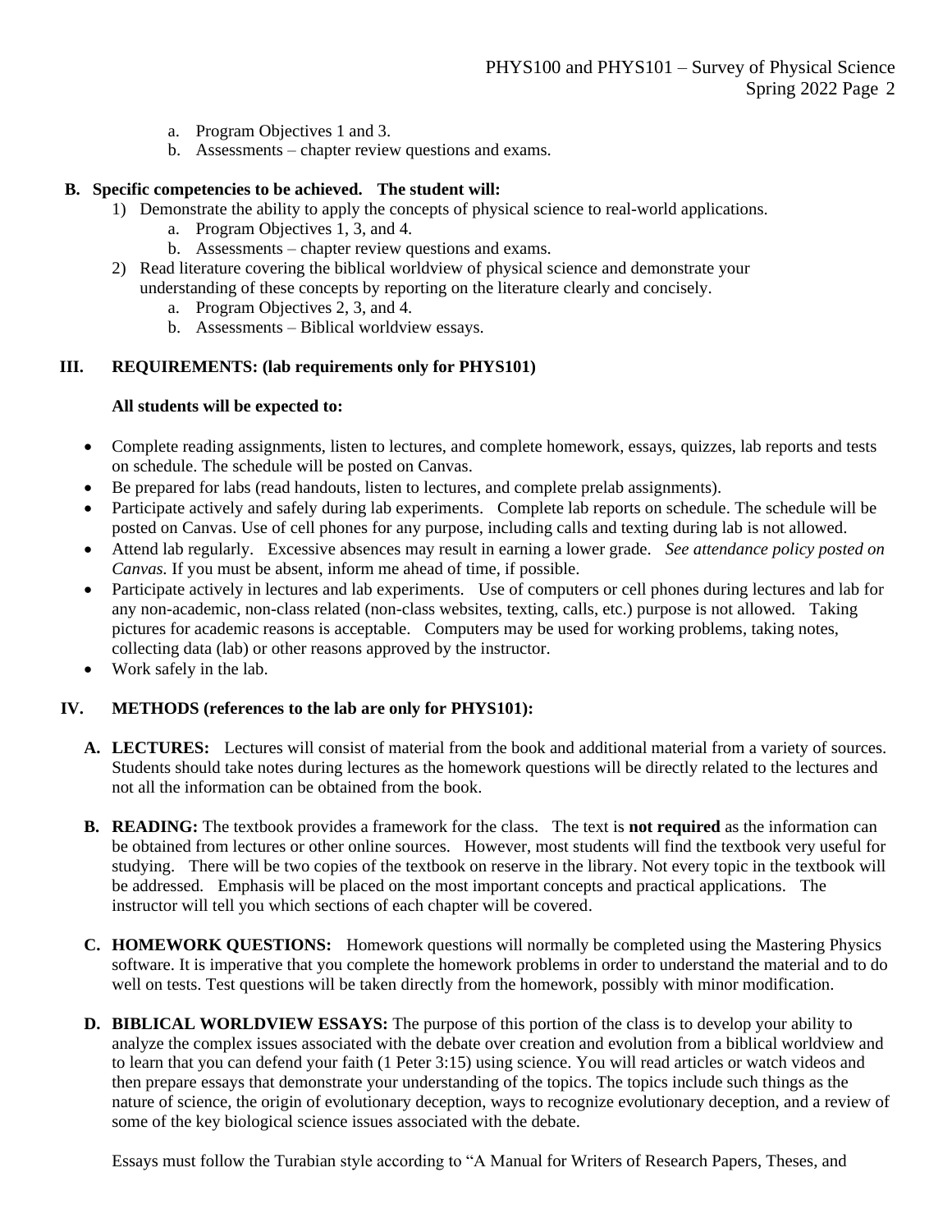a. Program Objectives 1 and 3.
b. Assessments – chapter review questions and exams.

**B. Specific competencies to be achieved. The student will:**

1) Demonstrate the ability to apply the concepts of physical science to real-world applications.
   a. Program Objectives 1, 3, and 4.
   b. Assessments – chapter review questions and exams.
2) Read literature covering the biblical worldview of physical science and demonstrate your understanding of these concepts by reporting on the literature clearly and concisely.
   a. Program Objectives 2, 3, and 4.
   b. Assessments – Biblical worldview essays.

## III. REQUIREMENTS: (lab requirements only for PHYS101)

**All students will be expected to:**

- Complete reading assignments, listen to lectures, and complete homework, essays, quizzes, lab reports and tests on schedule. The schedule will be posted on Canvas.
- Be prepared for labs (read handouts, listen to lectures, and complete prelab assignments).
- Participate actively and safely during lab experiments. Complete lab reports on schedule. The schedule will be posted on Canvas. Use of cell phones for any purpose, including calls and texting during lab is not allowed.
- Attend lab regularly. Excessive absences may result in earning a lower grade. *See attendance policy posted on Canvas.* If you must be absent, inform me ahead of time, if possible.
- Participate actively in lectures and lab experiments. Use of computers or cell phones during lectures and lab for any non-academic, non-class related (non-class websites, texting, calls, etc.) purpose is not allowed. Taking pictures for academic reasons is acceptable. Computers may be used for working problems, taking notes, collecting data (lab) or other reasons approved by the instructor.
- Work safely in the lab.

## IV. METHODS (references to the lab are only for PHYS101):

**A. LECTURES:** Lectures will consist of material from the book and additional material from a variety of sources. Students should take notes during lectures as the homework questions will be directly related to the lectures and not all the information can be obtained from the book.

**B. READING:** The textbook provides a framework for the class. The text is **not required** as the information can be obtained from lectures or other online sources. However, most students will find the textbook very useful for studying. There will be two copies of the textbook on reserve in the library. Not every topic in the textbook will be addressed. Emphasis will be placed on the most important concepts and practical applications. The instructor will tell you which sections of each chapter will be covered.

**C. HOMEWORK QUESTIONS:** Homework questions will normally be completed using the Mastering Physics software. It is imperative that you complete the homework problems in order to understand the material and to do well on tests. Test questions will be taken directly from the homework, possibly with minor modification.

**D. BIBLICAL WORLDVIEW ESSAYS:** The purpose of this portion of the class is to develop your ability to analyze the complex issues associated with the debate over creation and evolution from a biblical worldview and to learn that you can defend your faith (1 Peter 3:15) using science. You will read articles or watch videos and then prepare essays that demonstrate your understanding of the topics. The topics include such things as the nature of science, the origin of evolutionary deception, ways to recognize evolutionary deception, and a review of some of the key biological science issues associated with the debate.

Essays must follow the Turabian style according to "A Manual for Writers of Research Papers, Theses, and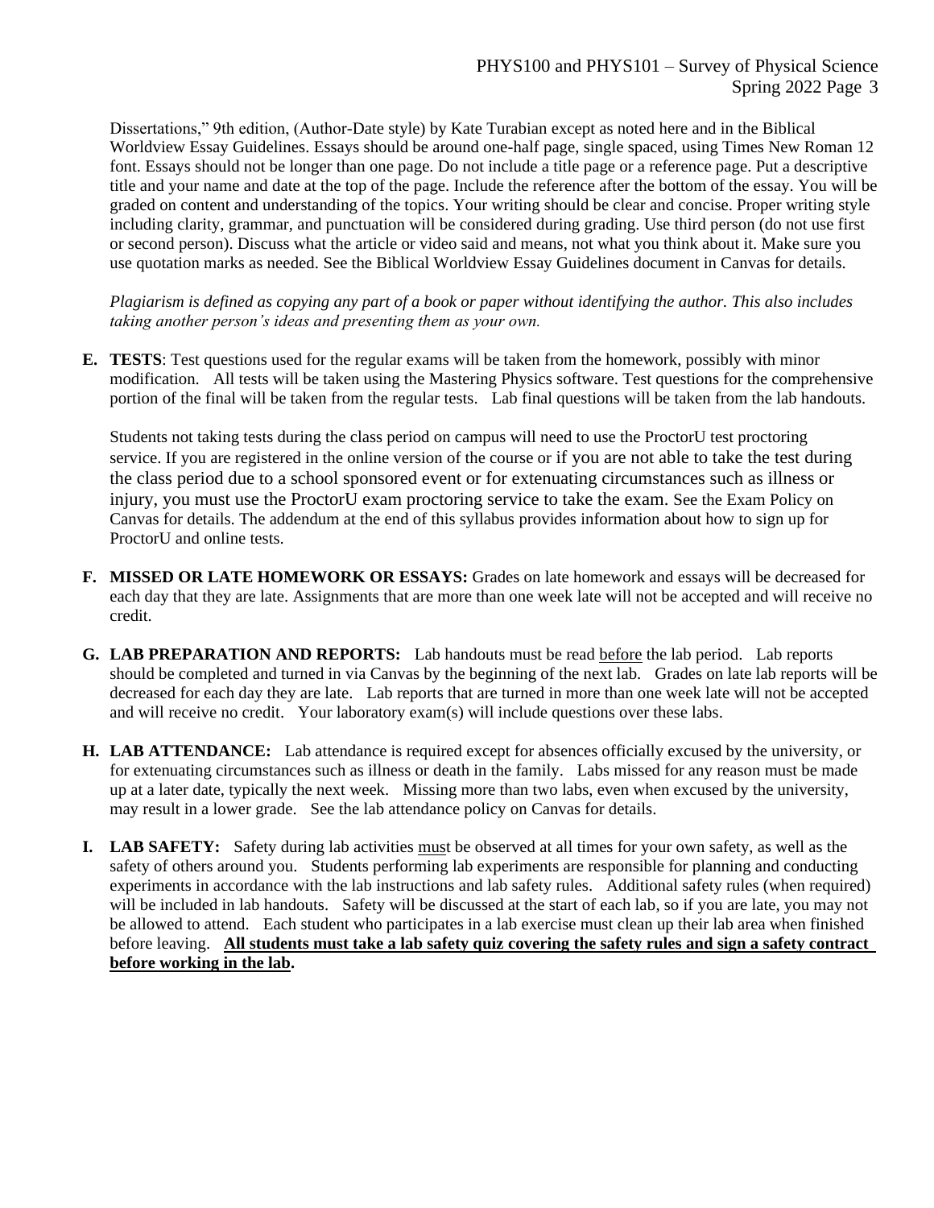Dissertations," 9th edition, (Author-Date style) by Kate Turabian except as noted here and in the Biblical Worldview Essay Guidelines. Essays should be around one-half page, single spaced, using Times New Roman 12 font. Essays should not be longer than one page. Do not include a title page or a reference page. Put a descriptive title and your name and date at the top of the page. Include the reference after the bottom of the essay. You will be graded on content and understanding of the topics. Your writing should be clear and concise. Proper writing style including clarity, grammar, and punctuation will be considered during grading. Use third person (do not use first or second person). Discuss what the article or video said and means, not what you think about it. Make sure you use quotation marks as needed. See the Biblical Worldview Essay Guidelines document in Canvas for details.

*Plagiarism is defined as copying any part of a book or paper without identifying the author. This also includes taking another person's ideas and presenting them as your own.*

**E. TESTS**: Test questions used for the regular exams will be taken from the homework, possibly with minor modification. All tests will be taken using the Mastering Physics software. Test questions for the comprehensive portion of the final will be taken from the regular tests. Lab final questions will be taken from the lab handouts.

Students not taking tests during the class period on campus will need to use the ProctorU test proctoring service. If you are registered in the online version of the course or if you are not able to take the test during the class period due to a school sponsored event or for extenuating circumstances such as illness or injury, you must use the ProctorU exam proctoring service to take the exam. See the Exam Policy on Canvas for details. The addendum at the end of this syllabus provides information about how to sign up for ProctorU and online tests.

**F. MISSED OR LATE HOMEWORK OR ESSAYS:** Grades on late homework and essays will be decreased for each day that they are late. Assignments that are more than one week late will not be accepted and will receive no credit.

**G. LAB PREPARATION AND REPORTS:** Lab handouts must be read <u>before</u> the lab period. Lab reports should be completed and turned in via Canvas by the beginning of the next lab. Grades on late lab reports will be decreased for each day they are late. Lab reports that are turned in more than one week late will not be accepted and will receive no credit. Your laboratory exam(s) will include questions over these labs.

**H. LAB ATTENDANCE:** Lab attendance is required except for absences officially excused by the university, or for extenuating circumstances such as illness or death in the family. Labs missed for any reason must be made up at a later date, typically the next week. Missing more than two labs, even when excused by the university, may result in a lower grade. See the lab attendance policy on Canvas for details.

**I. LAB SAFETY:** Safety during lab activities <u>must</u> be observed at all times for your own safety, as well as the safety of others around you. Students performing lab experiments are responsible for planning and conducting experiments in accordance with the lab instructions and lab safety rules. Additional safety rules (when required) will be included in lab handouts. Safety will be discussed at the start of each lab, so if you are late, you may not be allowed to attend. Each student who participates in a lab exercise must clean up their lab area when finished before leaving. **<u>All students must take a lab safety quiz covering the safety rules and sign a safety contract before working in the lab</u>.**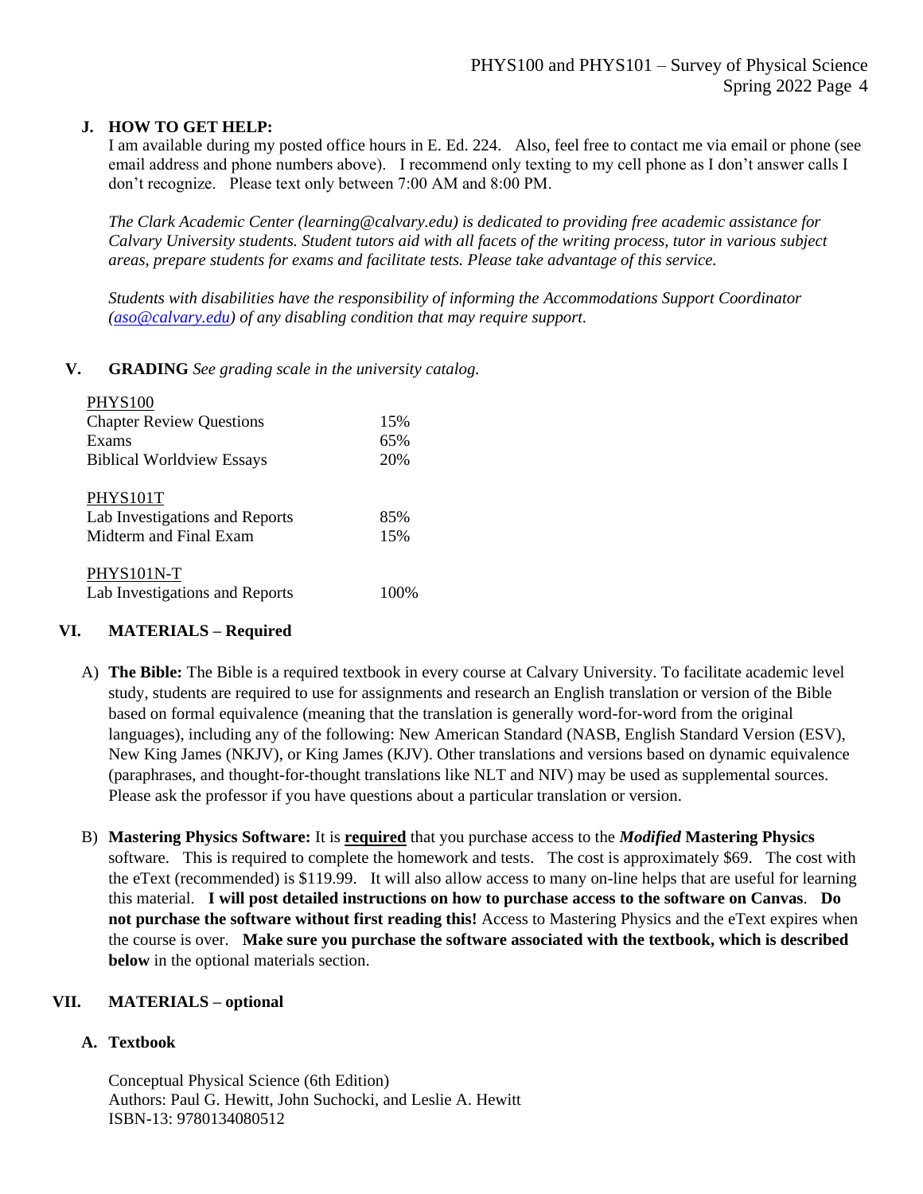### J. HOW TO GET HELP:

I am available during my posted office hours in E. Ed. 224. Also, feel free to contact me via email or phone (see email address and phone numbers above). I recommend only texting to my cell phone as I don't answer calls I don't recognize. Please text only between 7:00 AM and 8:00 PM.

*The Clark Academic Center (learning@calvary.edu) is dedicated to providing free academic assistance for Calvary University students. Student tutors aid with all facets of the writing process, tutor in various subject areas, prepare students for exams and facilitate tests. Please take advantage of this service.*

*Students with disabilities have the responsibility of informing the Accommodations Support Coordinator (aso@calvary.edu) of any disabling condition that may require support.*

## V. GRADING *See grading scale in the university catalog.*

| PHYS100 | |
|---|---|
| Chapter Review Questions | 15% |
| Exams | 65% |
| Biblical Worldview Essays | 20% |

| PHYS101T | |
|---|---|
| Lab Investigations and Reports | 85% |
| Midterm and Final Exam | 15% |

| PHYS101N-T | |
|---|---|
| Lab Investigations and Reports | 100% |

## VI. MATERIALS – Required

A) **The Bible:** The Bible is a required textbook in every course at Calvary University. To facilitate academic level study, students are required to use for assignments and research an English translation or version of the Bible based on formal equivalence (meaning that the translation is generally word-for-word from the original languages), including any of the following: New American Standard (NASB, English Standard Version (ESV), New King James (NKJV), or King James (KJV). Other translations and versions based on dynamic equivalence (paraphrases, and thought-for-thought translations like NLT and NIV) may be used as supplemental sources. Please ask the professor if you have questions about a particular translation or version.

B) **Mastering Physics Software:** It is **required** that you purchase access to the ***Modified*** **Mastering Physics** software. This is required to complete the homework and tests. The cost is approximately $69. The cost with the eText (recommended) is $119.99. It will also allow access to many on-line helps that are useful for learning this material. **I will post detailed instructions on how to purchase access to the software on Canvas**. **Do not purchase the software without first reading this!** Access to Mastering Physics and the eText expires when the course is over. **Make sure you purchase the software associated with the textbook, which is described below** in the optional materials section.

## VII. MATERIALS – optional

### A. Textbook

Conceptual Physical Science (6th Edition)
Authors: Paul G. Hewitt, John Suchocki, and Leslie A. Hewitt
ISBN-13: 9780134080512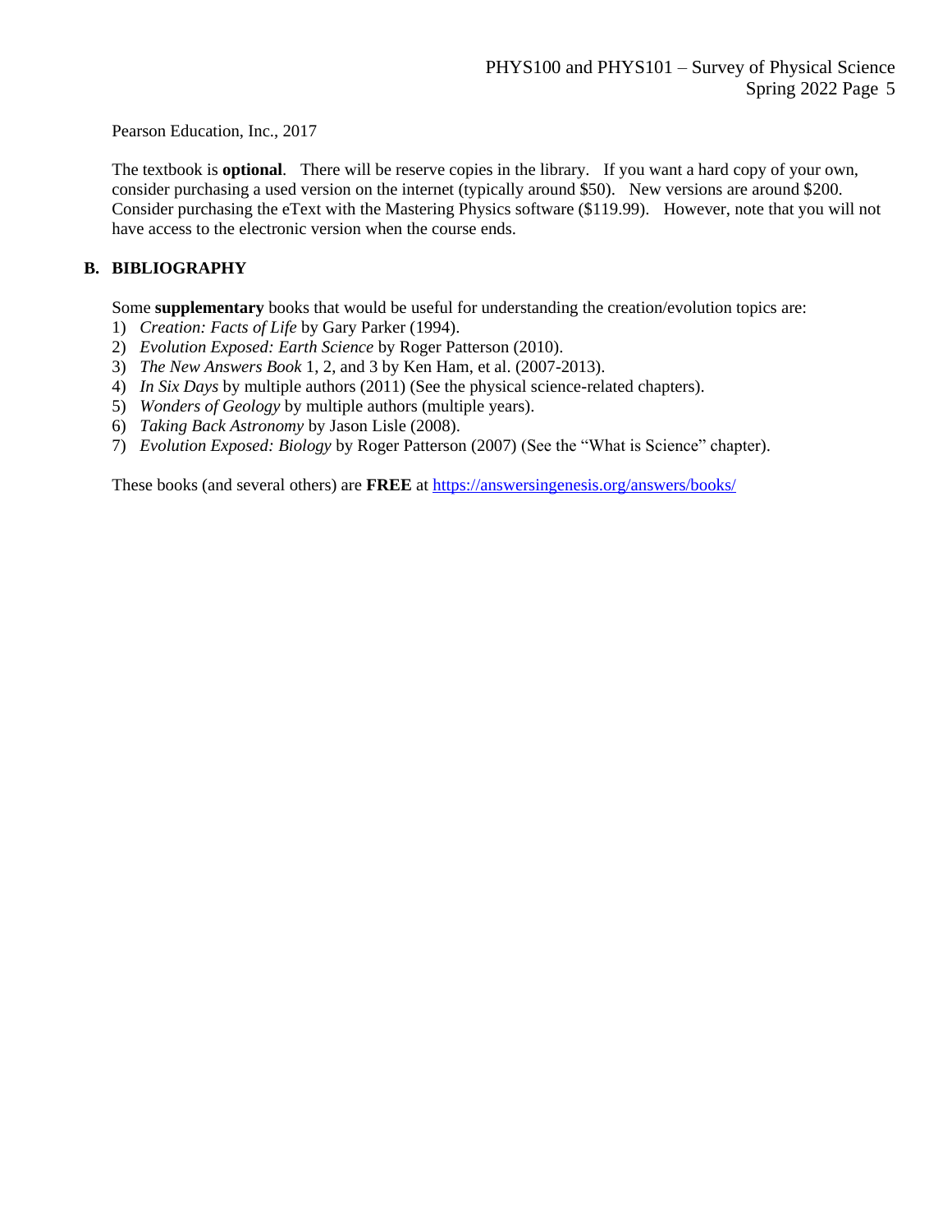Pearson Education, Inc., 2017

The textbook is **optional**. There will be reserve copies in the library. If you want a hard copy of your own, consider purchasing a used version on the internet (typically around $50). New versions are around $200. Consider purchasing the eText with the Mastering Physics software ($119.99). However, note that you will not have access to the electronic version when the course ends.

## B. BIBLIOGRAPHY

Some **supplementary** books that would be useful for understanding the creation/evolution topics are:

1) *Creation: Facts of Life* by Gary Parker (1994).
2) *Evolution Exposed: Earth Science* by Roger Patterson (2010).
3) *The New Answers Book* 1, 2, and 3 by Ken Ham, et al. (2007-2013).
4) *In Six Days* by multiple authors (2011) (See the physical science-related chapters).
5) *Wonders of Geology* by multiple authors (multiple years).
6) *Taking Back Astronomy* by Jason Lisle (2008).
7) *Evolution Exposed: Biology* by Roger Patterson (2007) (See the "What is Science" chapter).

These books (and several others) are **FREE** at [https://answersingenesis.org/answers/books/](https://answersingenesis.org/answers/books/)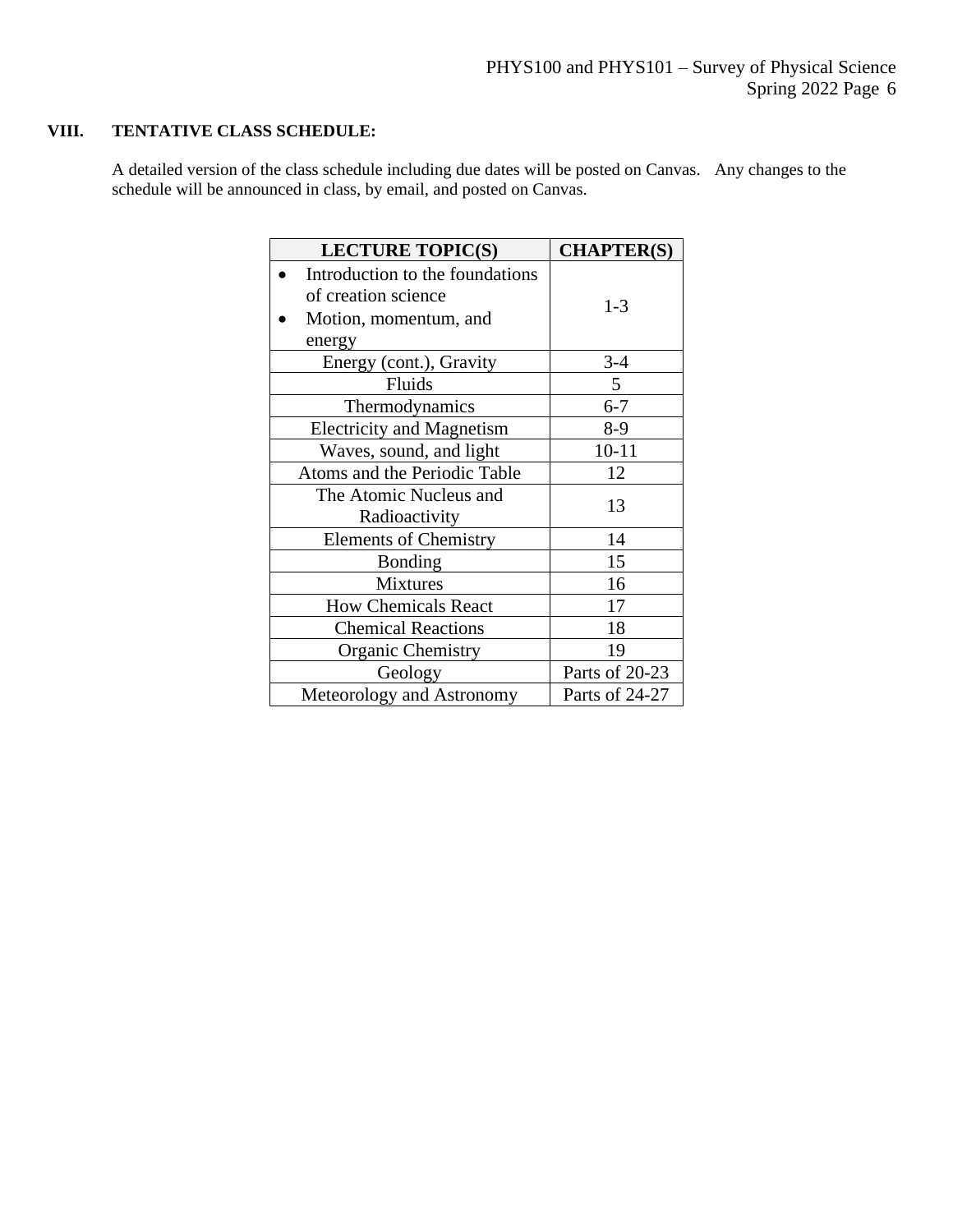## VIII. TENTATIVE CLASS SCHEDULE:

A detailed version of the class schedule including due dates will be posted on Canvas. Any changes to the schedule will be announced in class, by email, and posted on Canvas.

| LECTURE TOPIC(S) | CHAPTER(S) |
|---|---|
| • Introduction to the foundations of creation science<br>• Motion, momentum, and energy | 1-3 |
| Energy (cont.), Gravity | 3-4 |
| Fluids | 5 |
| Thermodynamics | 6-7 |
| Electricity and Magnetism | 8-9 |
| Waves, sound, and light | 10-11 |
| Atoms and the Periodic Table | 12 |
| The Atomic Nucleus and Radioactivity | 13 |
| Elements of Chemistry | 14 |
| Bonding | 15 |
| Mixtures | 16 |
| How Chemicals React | 17 |
| Chemical Reactions | 18 |
| Organic Chemistry | 19 |
| Geology | Parts of 20-23 |
| Meteorology and Astronomy | Parts of 24-27 |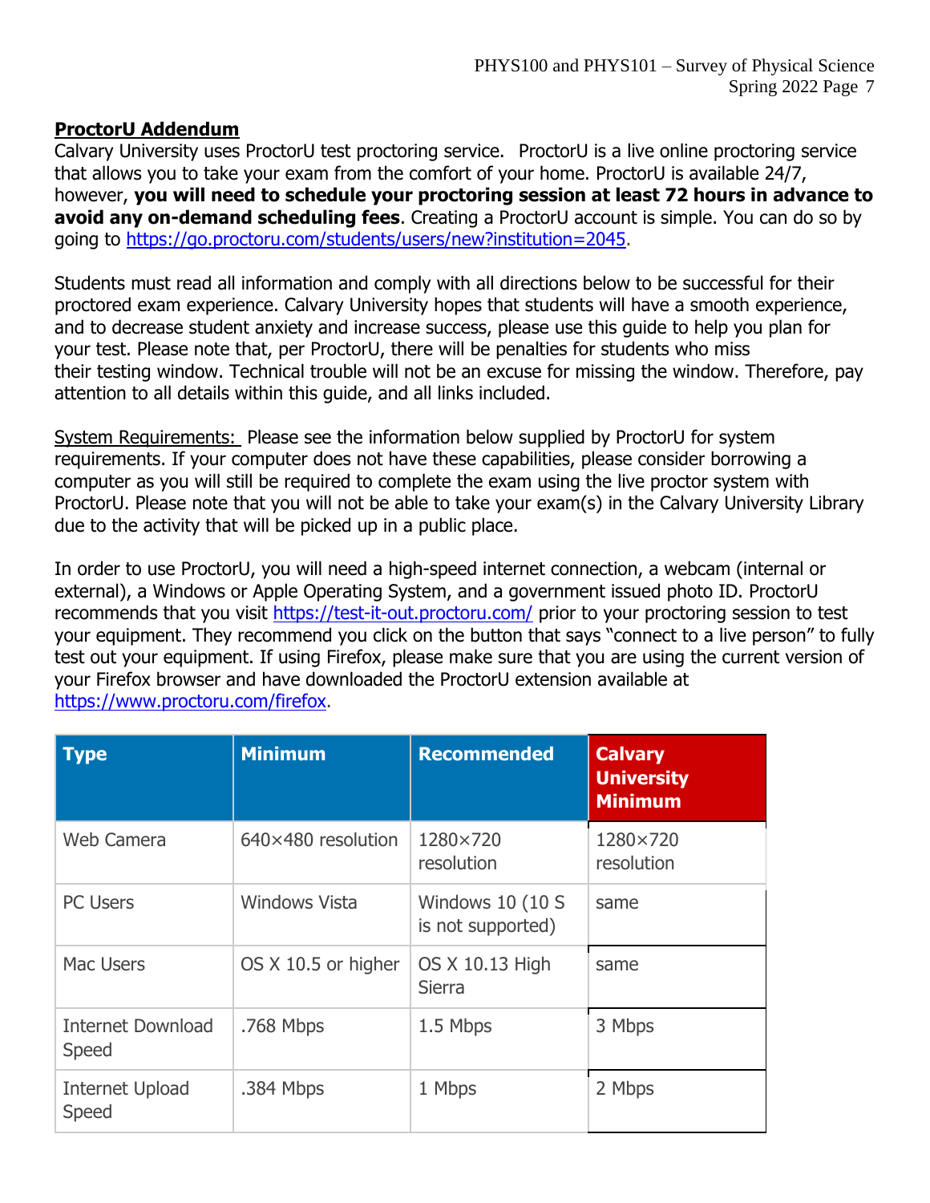**ProctorU Addendum**

Calvary University uses ProctorU test proctoring service. ProctorU is a live online proctoring service that allows you to take your exam from the comfort of your home. ProctorU is available 24/7, however, **you will need to schedule your proctoring session at least 72 hours in advance to avoid any on-demand scheduling fees**. Creating a ProctorU account is simple. You can do so by going to https://go.proctoru.com/students/users/new?institution=2045.

Students must read all information and comply with all directions below to be successful for their proctored exam experience. Calvary University hopes that students will have a smooth experience, and to decrease student anxiety and increase success, please use this guide to help you plan for your test. Please note that, per ProctorU, there will be penalties for students who miss their testing window. Technical trouble will not be an excuse for missing the window. Therefore, pay attention to all details within this guide, and all links included.

System Requirements: Please see the information below supplied by ProctorU for system requirements. If your computer does not have these capabilities, please consider borrowing a computer as you will still be required to complete the exam using the live proctor system with ProctorU. Please note that you will not be able to take your exam(s) in the Calvary University Library due to the activity that will be picked up in a public place.

In order to use ProctorU, you will need a high-speed internet connection, a webcam (internal or external), a Windows or Apple Operating System, and a government issued photo ID. ProctorU recommends that you visit https://test-it-out.proctoru.com/ prior to your proctoring session to test your equipment. They recommend you click on the button that says "connect to a live person" to fully test out your equipment. If using Firefox, please make sure that you are using the current version of your Firefox browser and have downloaded the ProctorU extension available at https://www.proctoru.com/firefox.

| Type | Minimum | Recommended | Calvary University Minimum |
|---|---|---|---|
| Web Camera | 640×480 resolution | 1280×720 resolution | 1280×720 resolution |
| PC Users | Windows Vista | Windows 10 (10 S is not supported) | same |
| Mac Users | OS X 10.5 or higher | OS X 10.13 High Sierra | same |
| Internet Download Speed | .768 Mbps | 1.5 Mbps | 3 Mbps |
| Internet Upload Speed | .384 Mbps | 1 Mbps | 2 Mbps |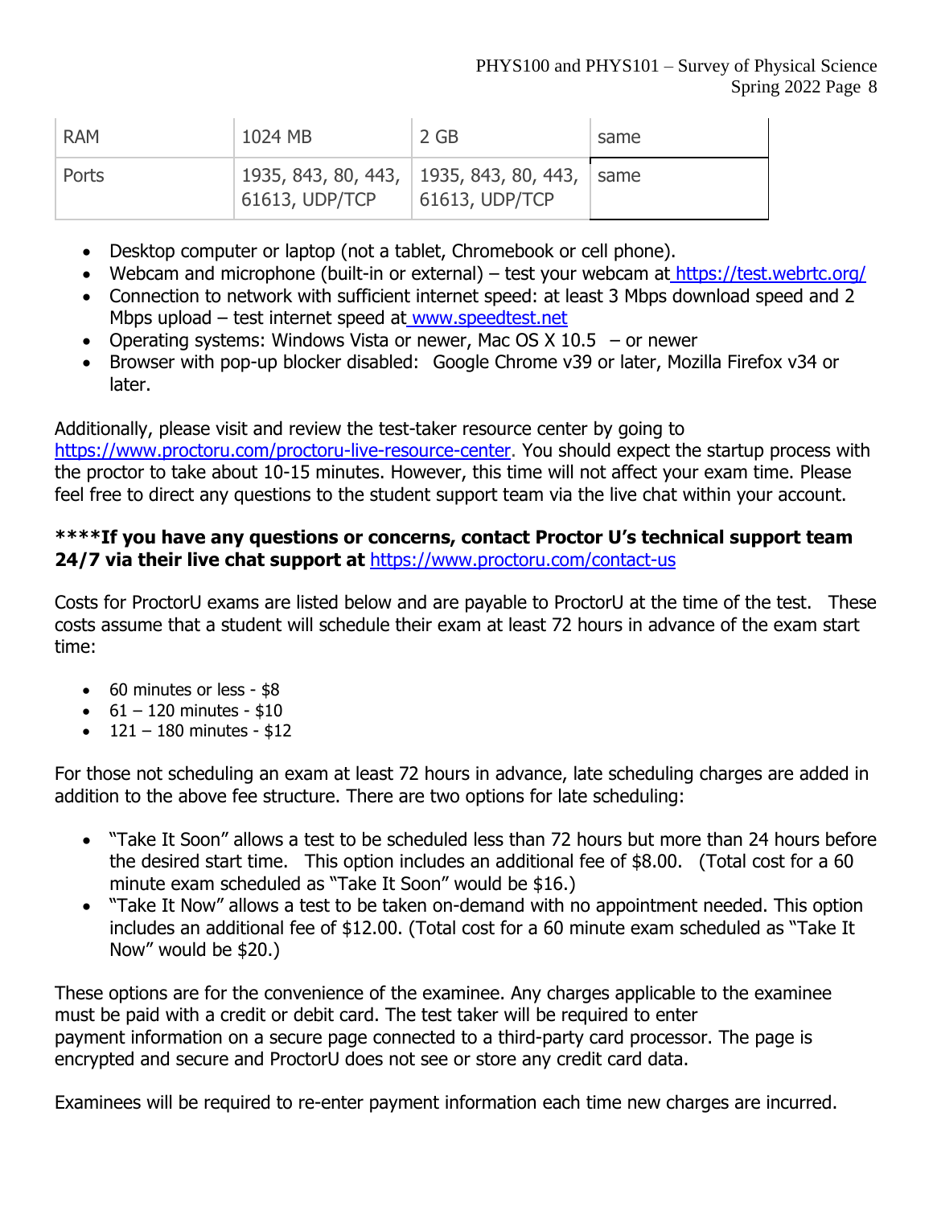| | | | |
|---|---|---|---|
| RAM | 1024 MB | 2 GB | same |
| Ports | 1935, 843, 80, 443, 61613, UDP/TCP | 1935, 843, 80, 443, 61613, UDP/TCP | same |

- Desktop computer or laptop (not a tablet, Chromebook or cell phone).
- Webcam and microphone (built-in or external) – test your webcam at https://test.webrtc.org/
- Connection to network with sufficient internet speed: at least 3 Mbps download speed and 2 Mbps upload – test internet speed at www.speedtest.net
- Operating systems: Windows Vista or newer, Mac OS X 10.5 – or newer
- Browser with pop-up blocker disabled: Google Chrome v39 or later, Mozilla Firefox v34 or later.

Additionally, please visit and review the test-taker resource center by going to https://www.proctoru.com/proctoru-live-resource-center. You should expect the startup process with the proctor to take about 10-15 minutes. However, this time will not affect your exam time. Please feel free to direct any questions to the student support team via the live chat within your account.

**\*\*\*\*If you have any questions or concerns, contact Proctor U's technical support team 24/7 via their live chat support at** https://www.proctoru.com/contact-us

Costs for ProctorU exams are listed below and are payable to ProctorU at the time of the test. These costs assume that a student will schedule their exam at least 72 hours in advance of the exam start time:

- 60 minutes or less - $8
- 61 – 120 minutes - $10
- 121 – 180 minutes - $12

For those not scheduling an exam at least 72 hours in advance, late scheduling charges are added in addition to the above fee structure. There are two options for late scheduling:

- "Take It Soon" allows a test to be scheduled less than 72 hours but more than 24 hours before the desired start time. This option includes an additional fee of $8.00. (Total cost for a 60 minute exam scheduled as "Take It Soon" would be $16.)
- "Take It Now" allows a test to be taken on-demand with no appointment needed. This option includes an additional fee of $12.00. (Total cost for a 60 minute exam scheduled as "Take It Now" would be $20.)

These options are for the convenience of the examinee. Any charges applicable to the examinee must be paid with a credit or debit card. The test taker will be required to enter payment information on a secure page connected to a third-party card processor. The page is encrypted and secure and ProctorU does not see or store any credit card data.

Examinees will be required to re-enter payment information each time new charges are incurred.